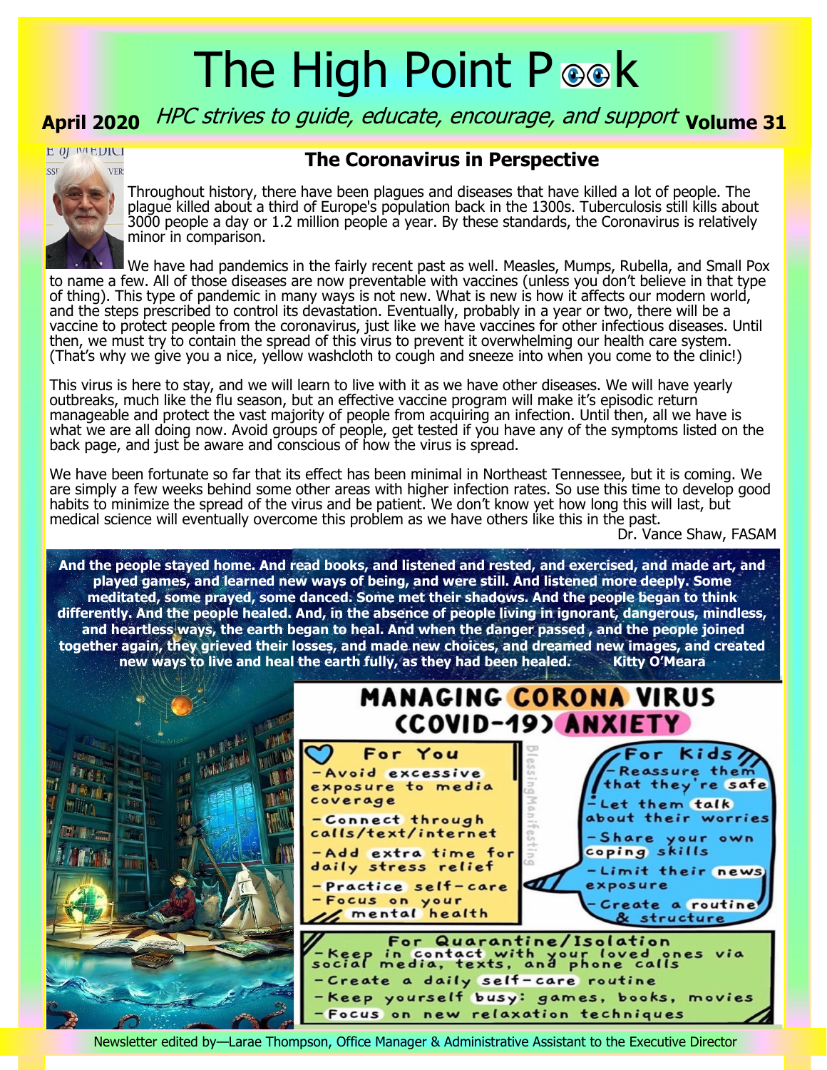# The High Point Peek

**April 2020** *HPC strives to guide, educate, encourage, and support* **Volume 31**

## The Coronavirus in Perspective

Throughout history, there have been plagues and diseases that have killed a lot of people. The plague killed about a third of Europe's population back in the 1300s. Tuberculosis still kills about 3000 people a day or 1.2 million people a year. By these standards, the Coronavirus is relatively minor in comparison.

We have had pandemics in the fairly recent past as well. Measles, Mumps, Rubella, and Small Pox to name a few. All of those diseases are now preventable with vaccines (unless you don't believe in that type of thing). This type of pandemic in many ways is not new. What is new is how it affects our modern world, and the steps prescribed to control its devastation. Eventually, probably in a year or two, there will be a vaccine to protect people from the coronavirus, just like we have vaccines for other infectious diseases. Until then, we must try to contain the spread of this virus to prevent it overwhelming our health care system. (That's why we give you a nice, yellow washcloth to cough and sneeze into when you come to the clinic!)

This virus is here to stay, and we will learn to live with it as we have other diseases. We will have yearly outbreaks, much like the flu season, but an effective vaccine program will make it's episodic return manageable and protect the vast majority of people from acquiring an infection. Until then, all we have is what we are all doing now. Avoid groups of people, get tested if you have any of the symptoms listed on the back page, and just be aware and conscious of how the virus is spread.

We have been fortunate so far that its effect has been minimal in Northeast Tennessee, but it is coming. We are simply a few weeks behind some other areas with higher infection rates. So use this time to develop good habits to minimize the spread of the virus and be patient. We don't know yet how long this will last, but medical science will eventually overcome this problem as we have others like this in the past.

Dr. Vance Shaw, FASAM

**And the people stayed home. And read books, and listened and rested, and exercised, and made art, and played games, and learned new ways of being, and were still. And listened more deeply. Some meditated, some prayed, some danced. Some met their shadows. And the people began to think differently. And the people healed. And, in the absence of people living in ignorant, dangerous, mindless, and heartless ways, the earth began to heal. And when the danger passed , and the people joined together again, they grieved their losses, and made new choices, and dreamed new images, and created new ways to live and heal the earth fully, as they had been healed. Kitty O'Meara**

## MANAGING CORONA VIRUS (COVID-19) ANXIETY

**For You**
- Avoid excessive exposure to media coverage
- Connect through calls/text/internet
- Add extra time for daily stress relief
- Practice self-care
- Focus on your mental health

**For Kids**
- Reassure them that they're safe
- Let them talk about their worries
- Share your own coping skills
- Limit their news exposure
- Create a routine & structure

**For Quarantine/Isolation**
- Keep in contact with your loved ones via social media, texts, and phone calls
- Create a daily self-care routine
- Keep yourself busy: games, books, movies
- Focus on new relaxation techniques

BlessingManifesting

Newsletter edited by—Larae Thompson, Office Manager & Administrative Assistant to the Executive Director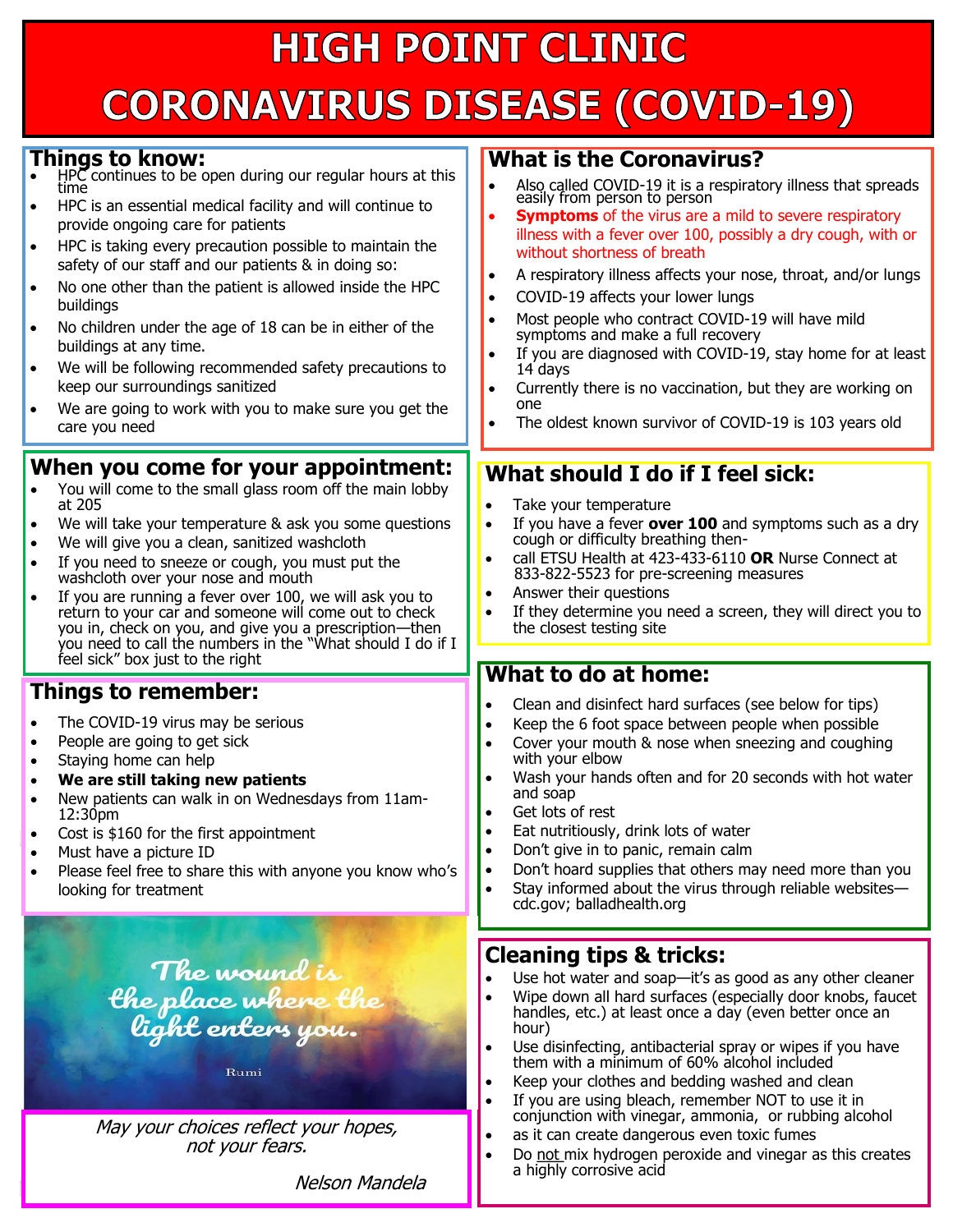# HIGH POINT CLINIC
# CORONAVIRUS DISEASE (COVID-19)

## Things to know:

- HPC continues to be open during our regular hours at this time
- HPC is an essential medical facility and will continue to provide ongoing care for patients
- HPC is taking every precaution possible to maintain the safety of our staff and our patients & in doing so:
- No one other than the patient is allowed inside the HPC buildings
- No children under the age of 18 can be in either of the buildings at any time.
- We will be following recommended safety precautions to keep our surroundings sanitized
- We are going to work with you to make sure you get the care you need

## When you come for your appointment:

- You will come to the small glass room off the main lobby at 205
- We will take your temperature & ask you some questions
- We will give you a clean, sanitized washcloth
- If you need to sneeze or cough, you must put the washcloth over your nose and mouth
- If you are running a fever over 100, we will ask you to return to your car and someone will come out to check you in, check on you, and give you a prescription—then you need to call the numbers in the "What should I do if I feel sick" box just to the right

## Things to remember:

- The COVID-19 virus may be serious
- People are going to get sick
- Staying home can help
- **We are still taking new patients**
- New patients can walk in on Wednesdays from 11am-12:30pm
- Cost is $160 for the first appointment
- Must have a picture ID
- Please feel free to share this with anyone you know who's looking for treatment

The wound is the place where the light enters you.

Rumi

*May your choices reflect your hopes, not your fears.*

*Nelson Mandela*

## What is the Coronavirus?

- Also called COVID-19 it is a respiratory illness that spreads easily from person to person
- **Symptoms** of the virus are a mild to severe respiratory illness with a fever over 100, possibly a dry cough, with or without shortness of breath
- A respiratory illness affects your nose, throat, and/or lungs
- COVID-19 affects your lower lungs
- Most people who contract COVID-19 will have mild symptoms and make a full recovery
- If you are diagnosed with COVID-19, stay home for at least 14 days
- Currently there is no vaccination, but they are working on one
- The oldest known survivor of COVID-19 is 103 years old

## What should I do if I feel sick:

- Take your temperature
- If you have a fever **over 100** and symptoms such as a dry cough or difficulty breathing then-
- call ETSU Health at 423-433-6110 **OR** Nurse Connect at 833-822-5523 for pre-screening measures
- Answer their questions
- If they determine you need a screen, they will direct you to the closest testing site

## What to do at home:

- Clean and disinfect hard surfaces (see below for tips)
- Keep the 6 foot space between people when possible
- Cover your mouth & nose when sneezing and coughing with your elbow
- Wash your hands often and for 20 seconds with hot water and soap
- Get lots of rest
- Eat nutritiously, drink lots of water
- Don't give in to panic, remain calm
- Don't hoard supplies that others may need more than you
- Stay informed about the virus through reliable websites—cdc.gov; balladhealth.org

## Cleaning tips & tricks:

- Use hot water and soap—it's as good as any other cleaner
- Wipe down all hard surfaces (especially door knobs, faucet handles, etc.) at least once a day (even better once an hour)
- Use disinfecting, antibacterial spray or wipes if you have them with a minimum of 60% alcohol included
- Keep your clothes and bedding washed and clean
- If you are using bleach, remember NOT to use it in conjunction with vinegar, ammonia, or rubbing alcohol
- as it can create dangerous even toxic fumes
- Do not mix hydrogen peroxide and vinegar as this creates a highly corrosive acid